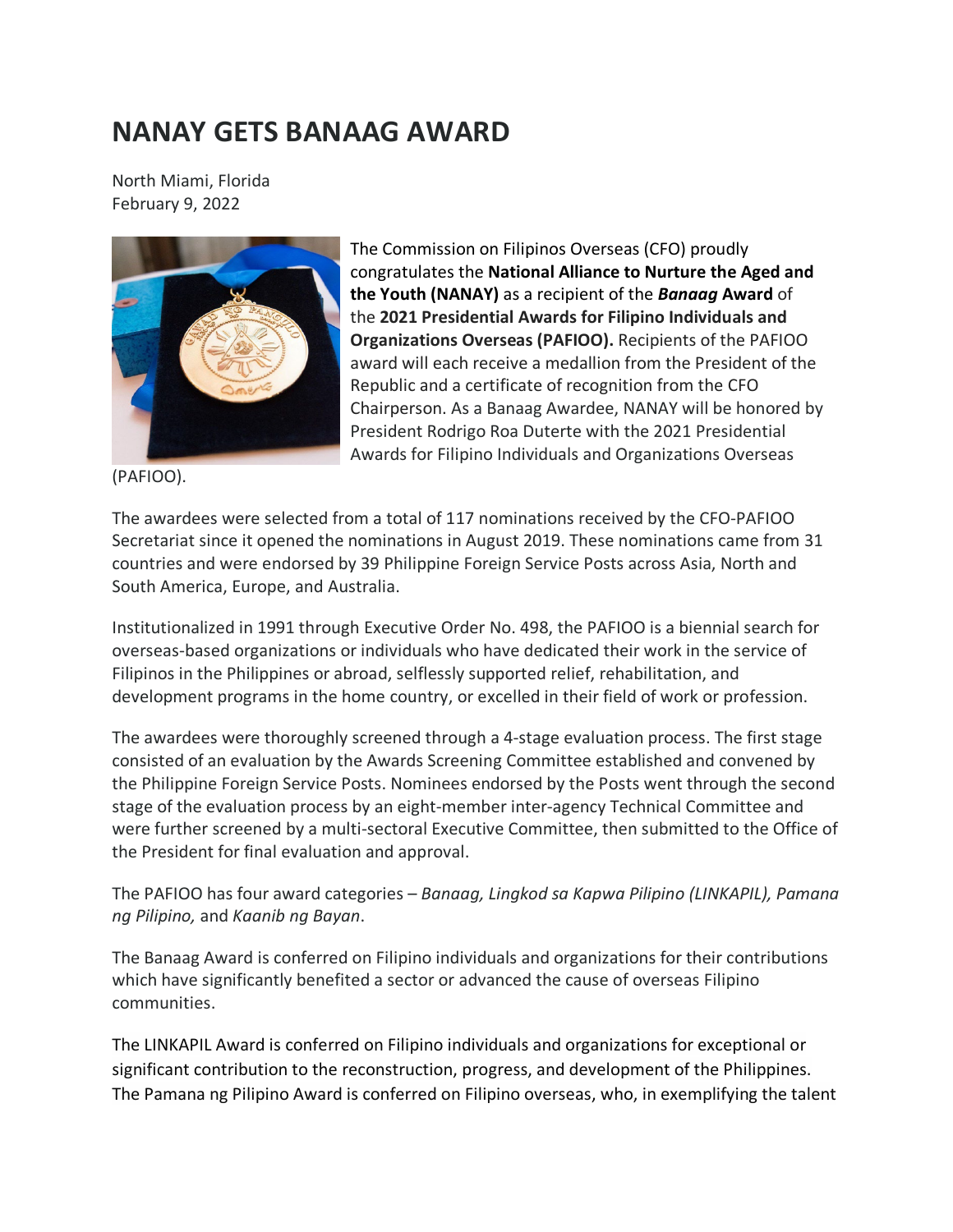# NANAY GETS BANAAG AWARD

North Miami, Florida
February 9, 2022

The Commission on Filipinos Overseas (CFO) proudly congratulates the **National Alliance to Nurture the Aged and the Youth (NANAY)** as a recipient of the ***Banaag* Award** of the **2021 Presidential Awards for Filipino Individuals and Organizations Overseas (PAFIOO).** Recipients of the PAFIOO award will each receive a medallion from the President of the Republic and a certificate of recognition from the CFO Chairperson. As a Banaag Awardee, NANAY will be honored by President Rodrigo Roa Duterte with the 2021 Presidential Awards for Filipino Individuals and Organizations Overseas (PAFIOO).

The awardees were selected from a total of 117 nominations received by the CFO-PAFIOO Secretariat since it opened the nominations in August 2019. These nominations came from 31 countries and were endorsed by 39 Philippine Foreign Service Posts across Asia, North and South America, Europe, and Australia.

Institutionalized in 1991 through Executive Order No. 498, the PAFIOO is a biennial search for overseas-based organizations or individuals who have dedicated their work in the service of Filipinos in the Philippines or abroad, selflessly supported relief, rehabilitation, and development programs in the home country, or excelled in their field of work or profession.

The awardees were thoroughly screened through a 4-stage evaluation process. The first stage consisted of an evaluation by the Awards Screening Committee established and convened by the Philippine Foreign Service Posts. Nominees endorsed by the Posts went through the second stage of the evaluation process by an eight-member inter-agency Technical Committee and were further screened by a multi-sectoral Executive Committee, then submitted to the Office of the President for final evaluation and approval.

The PAFIOO has four award categories – *Banaag, Lingkod sa Kapwa Pilipino (LINKAPIL), Pamana ng Pilipino,* and *Kaanib ng Bayan*.

The Banaag Award is conferred on Filipino individuals and organizations for their contributions which have significantly benefited a sector or advanced the cause of overseas Filipino communities.

The LINKAPIL Award is conferred on Filipino individuals and organizations for exceptional or significant contribution to the reconstruction, progress, and development of the Philippines. The Pamana ng Pilipino Award is conferred on Filipino overseas, who, in exemplifying the talent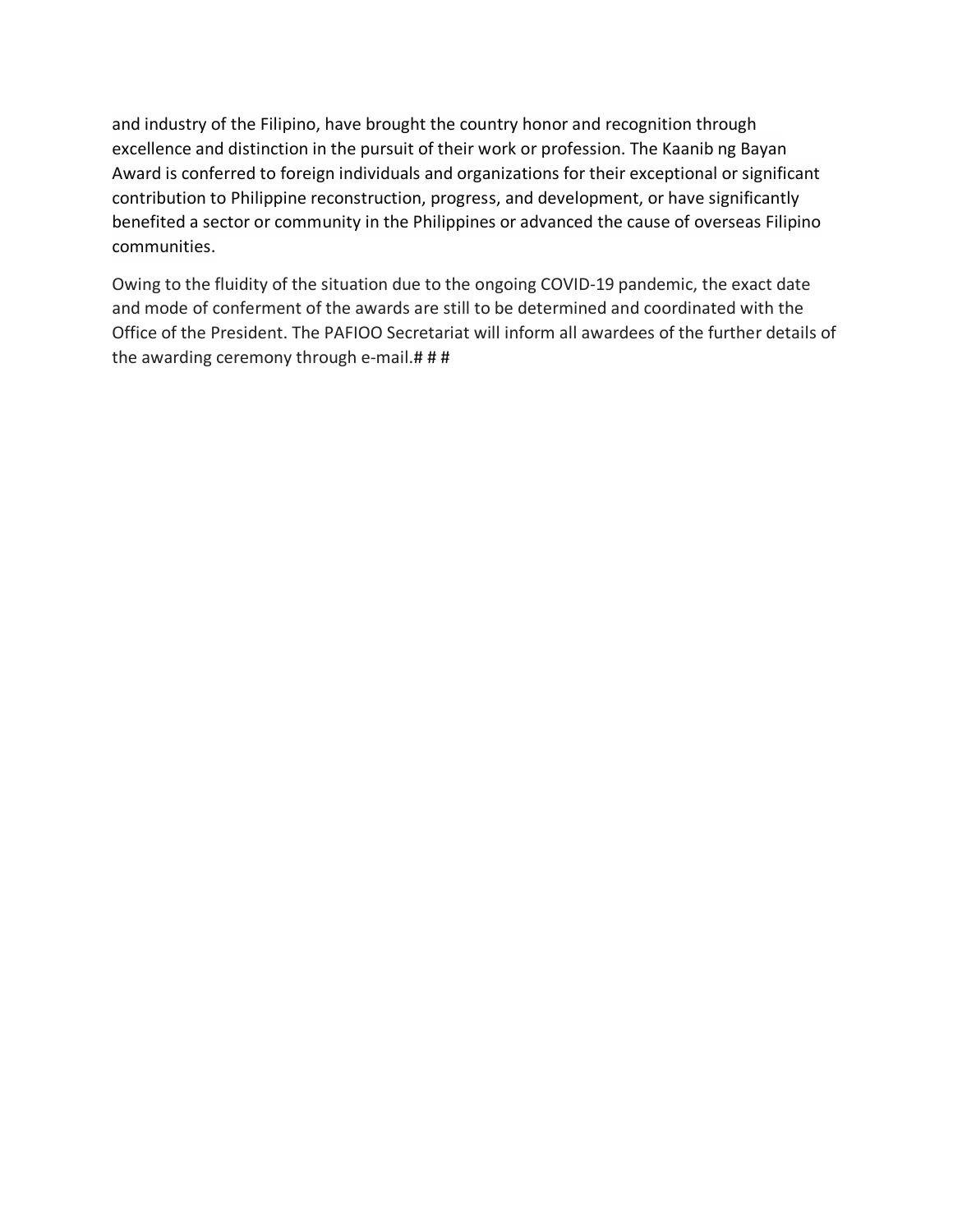and industry of the Filipino, have brought the country honor and recognition through excellence and distinction in the pursuit of their work or profession. The Kaanib ng Bayan Award is conferred to foreign individuals and organizations for their exceptional or significant contribution to Philippine reconstruction, progress, and development, or have significantly benefited a sector or community in the Philippines or advanced the cause of overseas Filipino communities.

Owing to the fluidity of the situation due to the ongoing COVID-19 pandemic, the exact date and mode of conferment of the awards are still to be determined and coordinated with the Office of the President. The PAFIOO Secretariat will inform all awardees of the further details of the awarding ceremony through e-mail.# # #